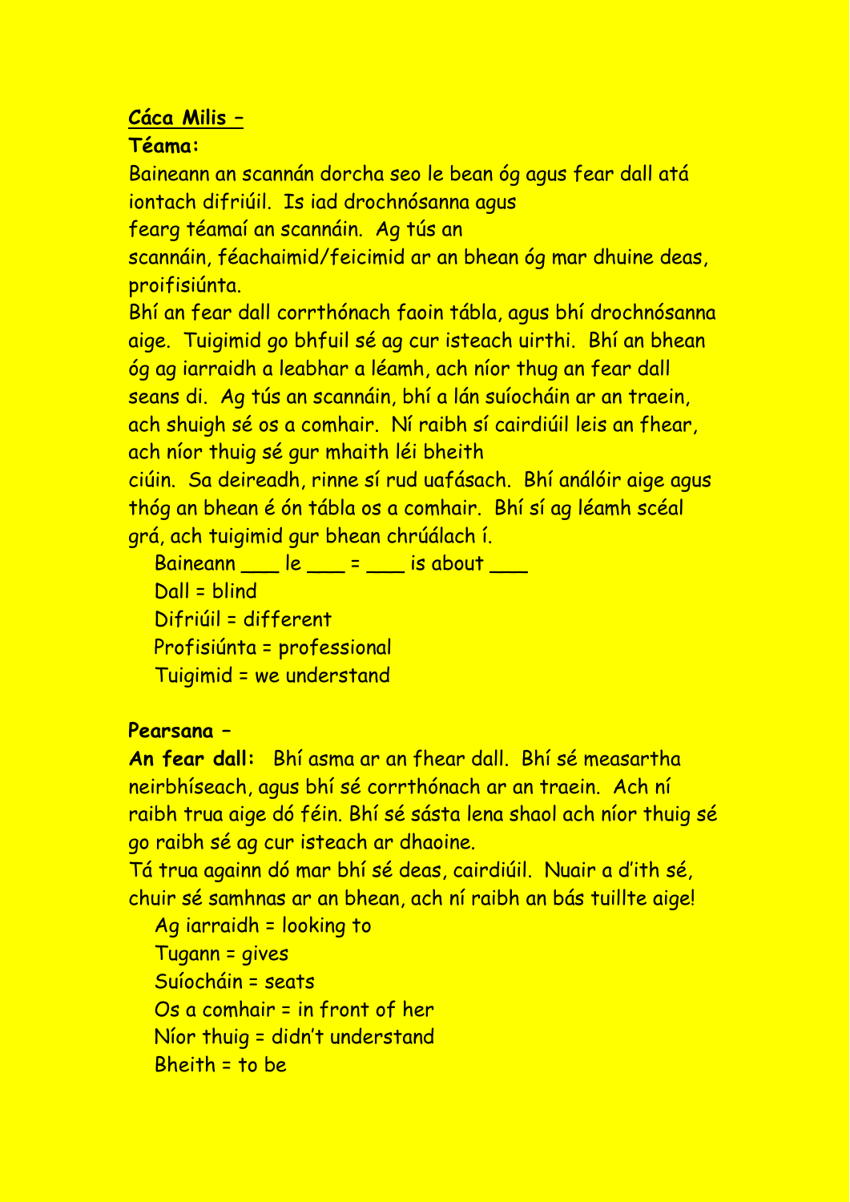**<u>Cáca Milis –</u>**

**Téama:**

Baineann an scannán dorcha seo le bean óg agus fear dall atá iontach difriúil. Is iad drochnósanna agus fearg téamaí an scannáin. Ag tús an scannáin, féachaimid/feicimid ar an bhean óg mar dhuine deas, proifisiúnta.

Bhí an fear dall corrthónach faoin tábla, agus bhí drochnósanna aige. Tuigimid go bhfuil sé ag cur isteach uirthi. Bhí an bhean óg ag iarraidh a leabhar a léamh, ach níor thug an fear dall seans di. Ag tús an scannáin, bhí a lán suíocháin ar an traein, ach shuigh sé os a comhair. Ní raibh sí cairdiúil leis an fhear, ach níor thuig sé gur mhaith léi bheith ciúin. Sa deireadh, rinne sí rud uafásach. Bhí análóir aige agus thóg an bhean é ón tábla os a comhair. Bhí sí ag léamh scéal grá, ach tuigimid gur bhean chrúálach í.

- Baineann ___ le ___ = ___ is about ___
- Dall = blind
- Difriúil = different
- Profisiúnta = professional
- Tuigimid = we understand

**Pearsana –**

**An fear dall:** Bhí asma ar an fhear dall. Bhí sé measartha neirbhíseach, agus bhí sé corrthónach ar an traein. Ach ní raibh trua aige dó féin. Bhí sé sásta lena shaol ach níor thuig sé go raibh sé ag cur isteach ar dhaoine.

Tá trua againn dó mar bhí sé deas, cairdiúil. Nuair a d'ith sé, chuir sé samhnas ar an bhean, ach ní raibh an bás tuillte aige!

- Ag iarraidh = looking to
- Tugann = gives
- Suíocháin = seats
- Os a comhair = in front of her
- Níor thuig = didn't understand
- Bheith = to be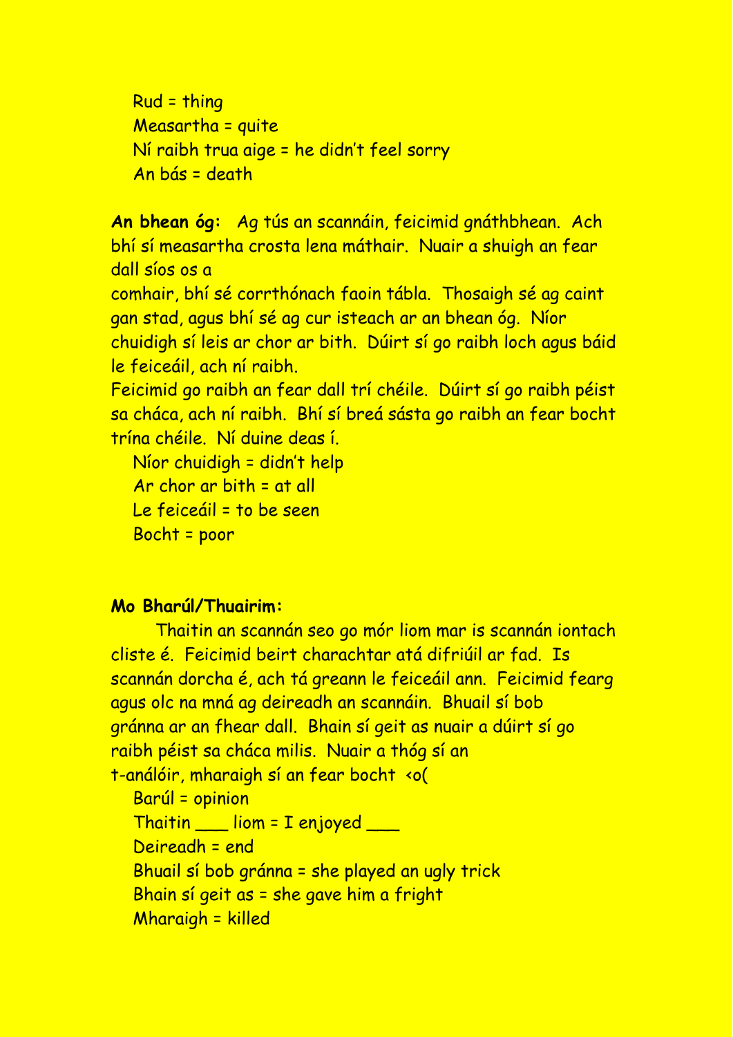Rud = thing
Measartha = quite
Ní raibh trua aige = he didn't feel sorry
An bás = death

**An bhean óg:** Ag tús an scannáin, feicimid gnáthbhean. Ach bhí sí measartha crosta lena máthair. Nuair a shuigh an fear dall síos os a comhair, bhí sé corrthónach faoin tábla. Thosaigh sé ag caint gan stad, agus bhí sé ag cur isteach ar an bhean óg. Níor chuidigh sí leis ar chor ar bith. Dúirt sí go raibh loch agus báid le feiceáil, ach ní raibh.
Feicimid go raibh an fear dall trí chéile. Dúirt sí go raibh péist sa cháca, ach ní raibh. Bhí sí breá sásta go raibh an fear bocht trína chéile. Ní duine deas í.

Níor chuidigh = didn't help
Ar chor ar bith = at all
Le feiceáil = to be seen
Bocht = poor

**Mo Bharúl/Thuairim:**

Thaitin an scannán seo go mór liom mar is scannán iontach cliste é. Feicimid beirt charachtar atá difriúil ar fad. Is scannán dorcha é, ach tá greann le feiceáil ann. Feicimid fearg agus olc na mná ag deireadh an scannáin. Bhuail sí bob gránna ar an fhear dall. Bhain sí geit as nuair a dúirt sí go raibh péist sa cháca milis. Nuair a thóg sí an t-análóir, mharaigh sí an fear bocht <o(

Barúl = opinion
Thaitin ___ liom = I enjoyed ___
Deireadh = end
Bhuail sí bob gránna = she played an ugly trick
Bhain sí geit as = she gave him a fright
Mharaigh = killed